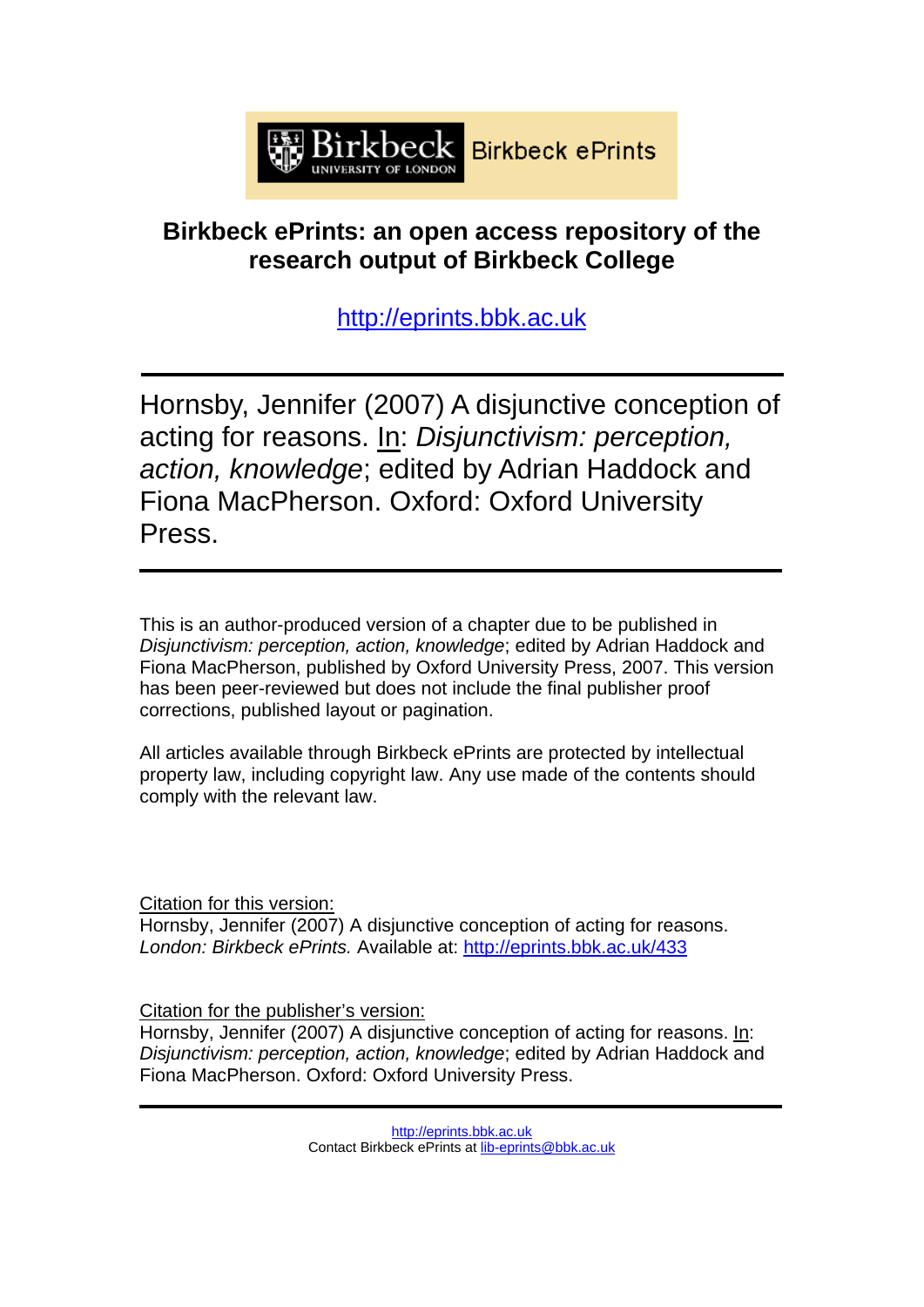Birkbeck UNIVERSITY OF LONDON Birkbeck ePrints

# Birkbeck ePrints: an open access repository of the research output of Birkbeck College

http://eprints.bbk.ac.uk

Hornsby, Jennifer (2007) A disjunctive conception of acting for reasons. In: *Disjunctivism: perception, action, knowledge*; edited by Adrian Haddock and Fiona MacPherson. Oxford: Oxford University Press.

---

This is an author-produced version of a chapter due to be published in *Disjunctivism: perception, action, knowledge*; edited by Adrian Haddock and Fiona MacPherson, published by Oxford University Press, 2007. This version has been peer-reviewed but does not include the final publisher proof corrections, published layout or pagination.

All articles available through Birkbeck ePrints are protected by intellectual property law, including copyright law. Any use made of the contents should comply with the relevant law.

Citation for this version:
Hornsby, Jennifer (2007) A disjunctive conception of acting for reasons. *London: Birkbeck ePrints.* Available at: http://eprints.bbk.ac.uk/433

Citation for the publisher's version:
Hornsby, Jennifer (2007) A disjunctive conception of acting for reasons. In: *Disjunctivism: perception, action, knowledge*; edited by Adrian Haddock and Fiona MacPherson. Oxford: Oxford University Press.

---

http://eprints.bbk.ac.uk
Contact Birkbeck ePrints at lib-eprints@bbk.ac.uk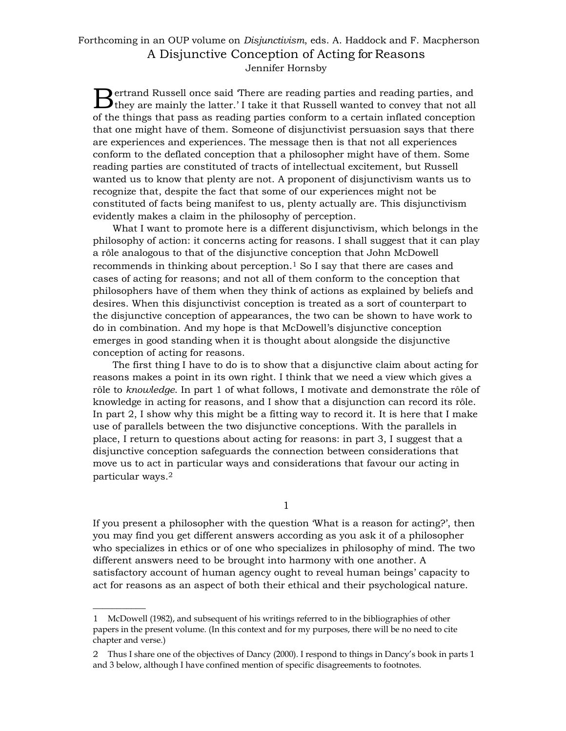Forthcoming in an OUP volume on *Disjunctivism*, eds. A. Haddock and F. Macpherson

# A Disjunctive Conception of Acting for Reasons

Jennifer Hornsby

Bertrand Russell once said 'There are reading parties and reading parties, and they are mainly the latter.' I take it that Russell wanted to convey that not all of the things that pass as reading parties conform to a certain inflated conception that one might have of them. Someone of disjunctivist persuasion says that there are experiences and experiences. The message then is that not all experiences conform to the deflated conception that a philosopher might have of them. Some reading parties are constituted of tracts of intellectual excitement, but Russell wanted us to know that plenty are not. A proponent of disjunctivism wants us to recognize that, despite the fact that some of our experiences might not be constituted of facts being manifest to us, plenty actually are. This disjunctivism evidently makes a claim in the philosophy of perception.

What I want to promote here is a different disjunctivism, which belongs in the philosophy of action: it concerns acting for reasons. I shall suggest that it can play a rôle analogous to that of the disjunctive conception that John McDowell recommends in thinking about perception.[1] So I say that there are cases and cases of acting for reasons; and not all of them conform to the conception that philosophers have of them when they think of actions as explained by beliefs and desires. When this disjunctivist conception is treated as a sort of counterpart to the disjunctive conception of appearances, the two can be shown to have work to do in combination. And my hope is that McDowell's disjunctive conception emerges in good standing when it is thought about alongside the disjunctive conception of acting for reasons.

The first thing I have to do is to show that a disjunctive claim about acting for reasons makes a point in its own right. I think that we need a view which gives a rôle to *knowledge*. In part 1 of what follows, I motivate and demonstrate the rôle of knowledge in acting for reasons, and I show that a disjunction can record its rôle. In part 2, I show why this might be a fitting way to record it. It is here that I make use of parallels between the two disjunctive conceptions. With the parallels in place, I return to questions about acting for reasons: in part 3, I suggest that a disjunctive conception safeguards the connection between considerations that move us to act in particular ways and considerations that favour our acting in particular ways.[2]

## 1

If you present a philosopher with the question 'What is a reason for acting?', then you may find you get different answers according as you ask it of a philosopher who specializes in ethics or of one who specializes in philosophy of mind. The two different answers need to be brought into harmony with one another. A satisfactory account of human agency ought to reveal human beings' capacity to act for reasons as an aspect of both their ethical and their psychological nature.

---

1 McDowell (1982), and subsequent of his writings referred to in the bibliographies of other papers in the present volume. (In this context and for my purposes, there will be no need to cite chapter and verse.)

2 Thus I share one of the objectives of Dancy (2000). I respond to things in Dancy's book in parts 1 and 3 below, although I have confined mention of specific disagreements to footnotes.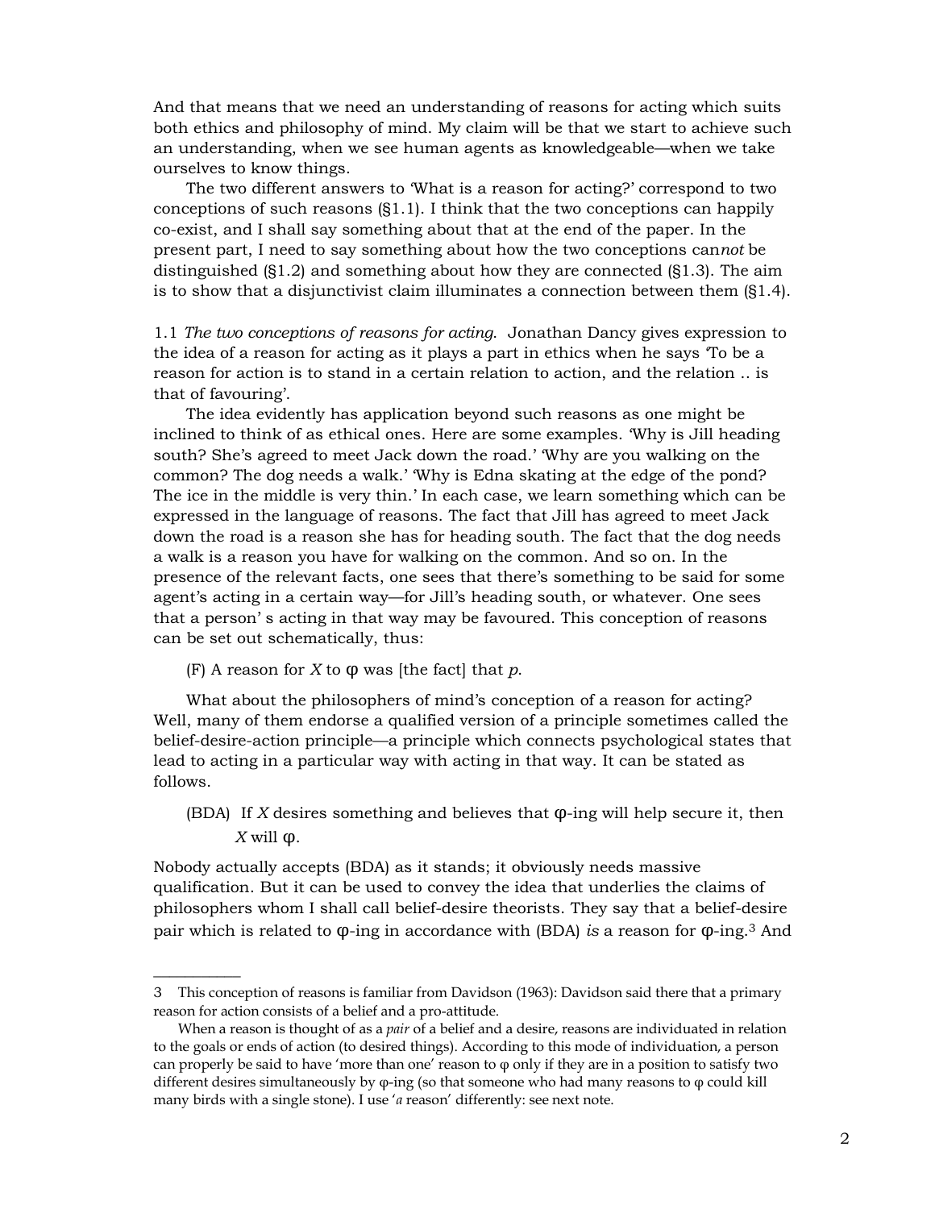And that means that we need an understanding of reasons for acting which suits both ethics and philosophy of mind. My claim will be that we start to achieve such an understanding, when we see human agents as knowledgeable—when we take ourselves to know things.

The two different answers to 'What is a reason for acting?' correspond to two conceptions of such reasons (§1.1). I think that the two conceptions can happily co-exist, and I shall say something about that at the end of the paper. In the present part, I need to say something about how the two conceptions can*not* be distinguished (§1.2) and something about how they are connected (§1.3). The aim is to show that a disjunctivist claim illuminates a connection between them (§1.4).

1.1 *The two conceptions of reasons for acting*. Jonathan Dancy gives expression to the idea of a reason for acting as it plays a part in ethics when he says 'To be a reason for action is to stand in a certain relation to action, and the relation .. is that of favouring'.

The idea evidently has application beyond such reasons as one might be inclined to think of as ethical ones. Here are some examples. 'Why is Jill heading south? She's agreed to meet Jack down the road.' 'Why are you walking on the common? The dog needs a walk.' 'Why is Edna skating at the edge of the pond? The ice in the middle is very thin.' In each case, we learn something which can be expressed in the language of reasons. The fact that Jill has agreed to meet Jack down the road is a reason she has for heading south. The fact that the dog needs a walk is a reason you have for walking on the common. And so on. In the presence of the relevant facts, one sees that there's something to be said for some agent's acting in a certain way—for Jill's heading south, or whatever. One sees that a person' s acting in that way may be favoured. This conception of reasons can be set out schematically, thus:

(F) A reason for $X$ to $\varphi$ was [the fact] that $p$.

What about the philosophers of mind's conception of a reason for acting? Well, many of them endorse a qualified version of a principle sometimes called the belief-desire-action principle—a principle which connects psychological states that lead to acting in a particular way with acting in that way. It can be stated as follows.

(BDA) If $X$ desires something and believes that $\varphi$-ing will help secure it, then $X$ will $\varphi$.

Nobody actually accepts (BDA) as it stands; it obviously needs massive qualification. But it can be used to convey the idea that underlies the claims of philosophers whom I shall call belief-desire theorists. They say that a belief-desire pair which is related to $\varphi$-ing in accordance with (BDA) *is* a reason for $\varphi$-ing.[3] And

---

3 This conception of reasons is familiar from Davidson (1963): Davidson said there that a primary reason for action consists of a belief and a pro-attitude.

When a reason is thought of as a *pair* of a belief and a desire, reasons are individuated in relation to the goals or ends of action (to desired things). According to this mode of individuation, a person can properly be said to have 'more than one' reason to $\varphi$ only if they are in a position to satisfy two different desires simultaneously by $\varphi$-ing (so that someone who had many reasons to $\varphi$ could kill many birds with a single stone). I use '*a* reason' differently: see next note.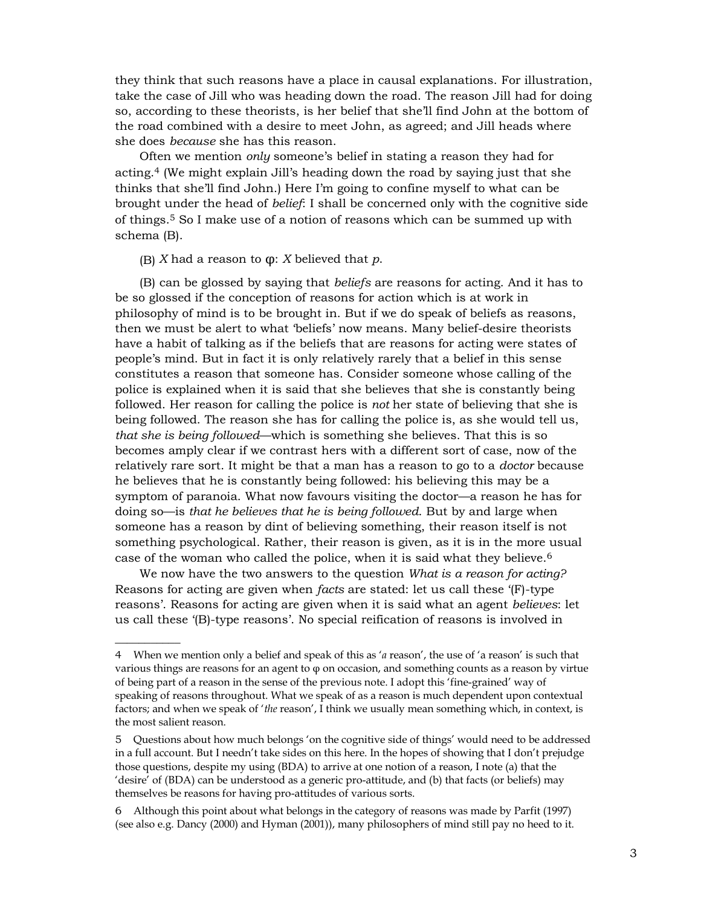they think that such reasons have a place in causal explanations. For illustration, take the case of Jill who was heading down the road. The reason Jill had for doing so, according to these theorists, is her belief that she'll find John at the bottom of the road combined with a desire to meet John, as agreed; and Jill heads where she does *because* she has this reason.

Often we mention *only* someone's belief in stating a reason they had for acting.[4] (We might explain Jill's heading down the road by saying just that she thinks that she'll find John.) Here I'm going to confine myself to what can be brought under the head of *belief*: I shall be concerned only with the cognitive side of things.[5] So I make use of a notion of reasons which can be summed up with schema (B).

(B) *X* had a reason to φ: *X* believed that *p*.

(B) can be glossed by saying that *beliefs* are reasons for acting. And it has to be so glossed if the conception of reasons for action which is at work in philosophy of mind is to be brought in. But if we do speak of beliefs as reasons, then we must be alert to what 'beliefs' now means. Many belief-desire theorists have a habit of talking as if the beliefs that are reasons for acting were states of people's mind. But in fact it is only relatively rarely that a belief in this sense constitutes a reason that someone has. Consider someone whose calling of the police is explained when it is said that she believes that she is constantly being followed. Her reason for calling the police is *not* her state of believing that she is being followed. The reason she has for calling the police is, as she would tell us, *that she is being followed*—which is something she believes. That this is so becomes amply clear if we contrast hers with a different sort of case, now of the relatively rare sort. It might be that a man has a reason to go to a *doctor* because he believes that he is constantly being followed: his believing this may be a symptom of paranoia. What now favours visiting the doctor—a reason he has for doing so—is *that he believes that he is being followed*. But by and large when someone has a reason by dint of believing something, their reason itself is not something psychological. Rather, their reason is given, as it is in the more usual case of the woman who called the police, when it is said what they believe.[6]

We now have the two answers to the question *What is a reason for acting?* Reasons for acting are given when *facts* are stated: let us call these '(F)-type reasons'. Reasons for acting are given when it is said what an agent *believes*: let us call these '(B)-type reasons'. No special reification of reasons is involved in

---

4 When we mention only a belief and speak of this as '*a* reason', the use of 'a reason' is such that various things are reasons for an agent to φ on occasion, and something counts as a reason by virtue of being part of a reason in the sense of the previous note. I adopt this 'fine-grained' way of speaking of reasons throughout. What we speak of as a reason is much dependent upon contextual factors; and when we speak of '*the* reason', I think we usually mean something which, in context, is the most salient reason.

5 Questions about how much belongs 'on the cognitive side of things' would need to be addressed in a full account. But I needn't take sides on this here. In the hopes of showing that I don't prejudge those questions, despite my using (BDA) to arrive at one notion of a reason, I note (a) that the 'desire' of (BDA) can be understood as a generic pro-attitude, and (b) that facts (or beliefs) may themselves be reasons for having pro-attitudes of various sorts.

6 Although this point about what belongs in the category of reasons was made by Parfit (1997) (see also e.g. Dancy (2000) and Hyman (2001)), many philosophers of mind still pay no heed to it.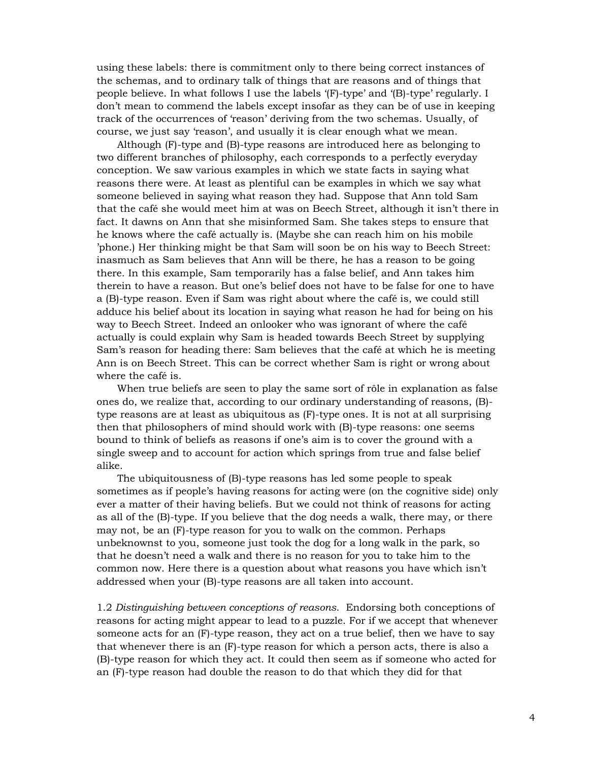using these labels: there is commitment only to there being correct instances of the schemas, and to ordinary talk of things that are reasons and of things that people believe. In what follows I use the labels '(F)-type' and '(B)-type' regularly. I don't mean to commend the labels except insofar as they can be of use in keeping track of the occurrences of 'reason' deriving from the two schemas. Usually, of course, we just say 'reason', and usually it is clear enough what we mean.

Although (F)-type and (B)-type reasons are introduced here as belonging to two different branches of philosophy, each corresponds to a perfectly everyday conception. We saw various examples in which we state facts in saying what reasons there were. At least as plentiful can be examples in which we say what someone believed in saying what reason they had. Suppose that Ann told Sam that the café she would meet him at was on Beech Street, although it isn't there in fact. It dawns on Ann that she misinformed Sam. She takes steps to ensure that he knows where the café actually is. (Maybe she can reach him on his mobile 'phone.) Her thinking might be that Sam will soon be on his way to Beech Street: inasmuch as Sam believes that Ann will be there, he has a reason to be going there. In this example, Sam temporarily has a false belief, and Ann takes him therein to have a reason. But one's belief does not have to be false for one to have a (B)-type reason. Even if Sam was right about where the café is, we could still adduce his belief about its location in saying what reason he had for being on his way to Beech Street. Indeed an onlooker who was ignorant of where the café actually is could explain why Sam is headed towards Beech Street by supplying Sam's reason for heading there: Sam believes that the café at which he is meeting Ann is on Beech Street. This can be correct whether Sam is right or wrong about where the café is.

When true beliefs are seen to play the same sort of rôle in explanation as false ones do, we realize that, according to our ordinary understanding of reasons, (B)-type reasons are at least as ubiquitous as (F)-type ones. It is not at all surprising then that philosophers of mind should work with (B)-type reasons: one seems bound to think of beliefs as reasons if one's aim is to cover the ground with a single sweep and to account for action which springs from true and false belief alike.

The ubiquitousness of (B)-type reasons has led some people to speak sometimes as if people's having reasons for acting were (on the cognitive side) only ever a matter of their having beliefs. But we could not think of reasons for acting as all of the (B)-type. If you believe that the dog needs a walk, there may, or there may not, be an (F)-type reason for you to walk on the common. Perhaps unbeknownst to you, someone just took the dog for a long walk in the park, so that he doesn't need a walk and there is no reason for you to take him to the common now. Here there is a question about what reasons you have which isn't addressed when your (B)-type reasons are all taken into account.

1.2 *Distinguishing between conceptions of reasons.* Endorsing both conceptions of reasons for acting might appear to lead to a puzzle. For if we accept that whenever someone acts for an (F)-type reason, they act on a true belief, then we have to say that whenever there is an (F)-type reason for which a person acts, there is also a (B)-type reason for which they act. It could then seem as if someone who acted for an (F)-type reason had double the reason to do that which they did for that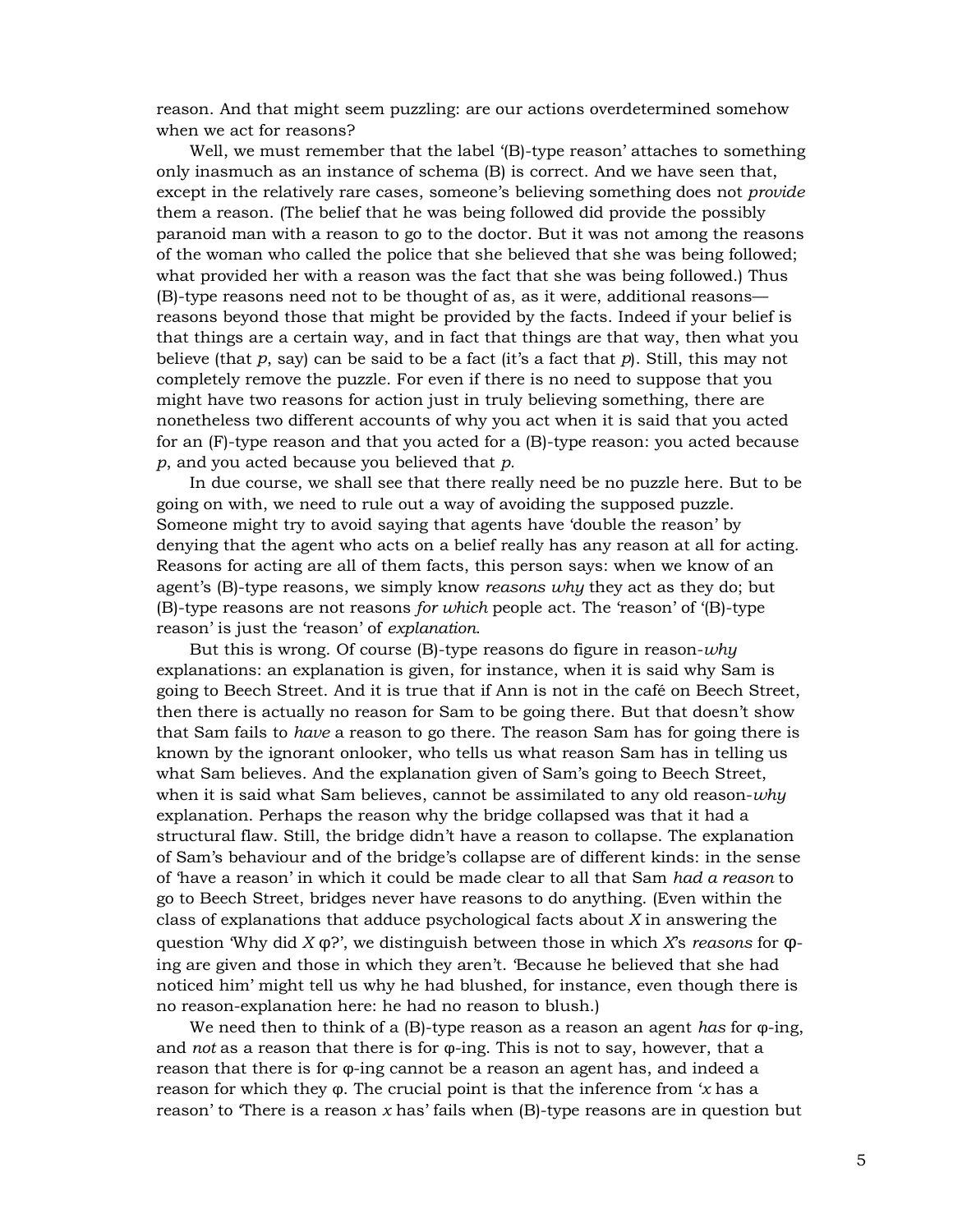reason. And that might seem puzzling: are our actions overdetermined somehow when we act for reasons?

Well, we must remember that the label '(B)-type reason' attaches to something only inasmuch as an instance of schema (B) is correct. And we have seen that, except in the relatively rare cases, someone's believing something does not *provide* them a reason. (The belief that he was being followed did provide the possibly paranoid man with a reason to go to the doctor. But it was not among the reasons of the woman who called the police that she believed that she was being followed; what provided her with a reason was the fact that she was being followed.) Thus (B)-type reasons need not to be thought of as, as it were, additional reasons—reasons beyond those that might be provided by the facts. Indeed if your belief is that things are a certain way, and in fact that things are that way, then what you believe (that *p*, say) can be said to be a fact (it's a fact that *p*). Still, this may not completely remove the puzzle. For even if there is no need to suppose that you might have two reasons for action just in truly believing something, there are nonetheless two different accounts of why you act when it is said that you acted for an (F)-type reason and that you acted for a (B)-type reason: you acted because *p*, and you acted because you believed that *p*.

In due course, we shall see that there really need be no puzzle here. But to be going on with, we need to rule out a way of avoiding the supposed puzzle. Someone might try to avoid saying that agents have 'double the reason' by denying that the agent who acts on a belief really has any reason at all for acting. Reasons for acting are all of them facts, this person says: when we know of an agent's (B)-type reasons, we simply know *reasons why* they act as they do; but (B)-type reasons are not reasons *for which* people act. The 'reason' of '(B)-type reason' is just the 'reason' of *explanation*.

But this is wrong. Of course (B)-type reasons do figure in reason-*why* explanations: an explanation is given, for instance, when it is said why Sam is going to Beech Street. And it is true that if Ann is not in the café on Beech Street, then there is actually no reason for Sam to be going there. But that doesn't show that Sam fails to *have* a reason to go there. The reason Sam has for going there is known by the ignorant onlooker, who tells us what reason Sam has in telling us what Sam believes. And the explanation given of Sam's going to Beech Street, when it is said what Sam believes, cannot be assimilated to any old reason-*why* explanation. Perhaps the reason why the bridge collapsed was that it had a structural flaw. Still, the bridge didn't have a reason to collapse. The explanation of Sam's behaviour and of the bridge's collapse are of different kinds: in the sense of 'have a reason' in which it could be made clear to all that Sam *had a reason* to go to Beech Street, bridges never have reasons to do anything. (Even within the class of explanations that adduce psychological facts about *X* in answering the question 'Why did *X* φ?', we distinguish between those in which *X*'s *reasons* for φ-ing are given and those in which they aren't. 'Because he believed that she had noticed him' might tell us why he had blushed, for instance, even though there is no reason-explanation here: he had no reason to blush.)

We need then to think of a (B)-type reason as a reason an agent *has* for φ-ing, and *not* as a reason that there is for φ-ing. This is not to say, however, that a reason that there is for φ-ing cannot be a reason an agent has, and indeed a reason for which they φ. The crucial point is that the inference from '*x* has a reason' to 'There is a reason *x* has' fails when (B)-type reasons are in question but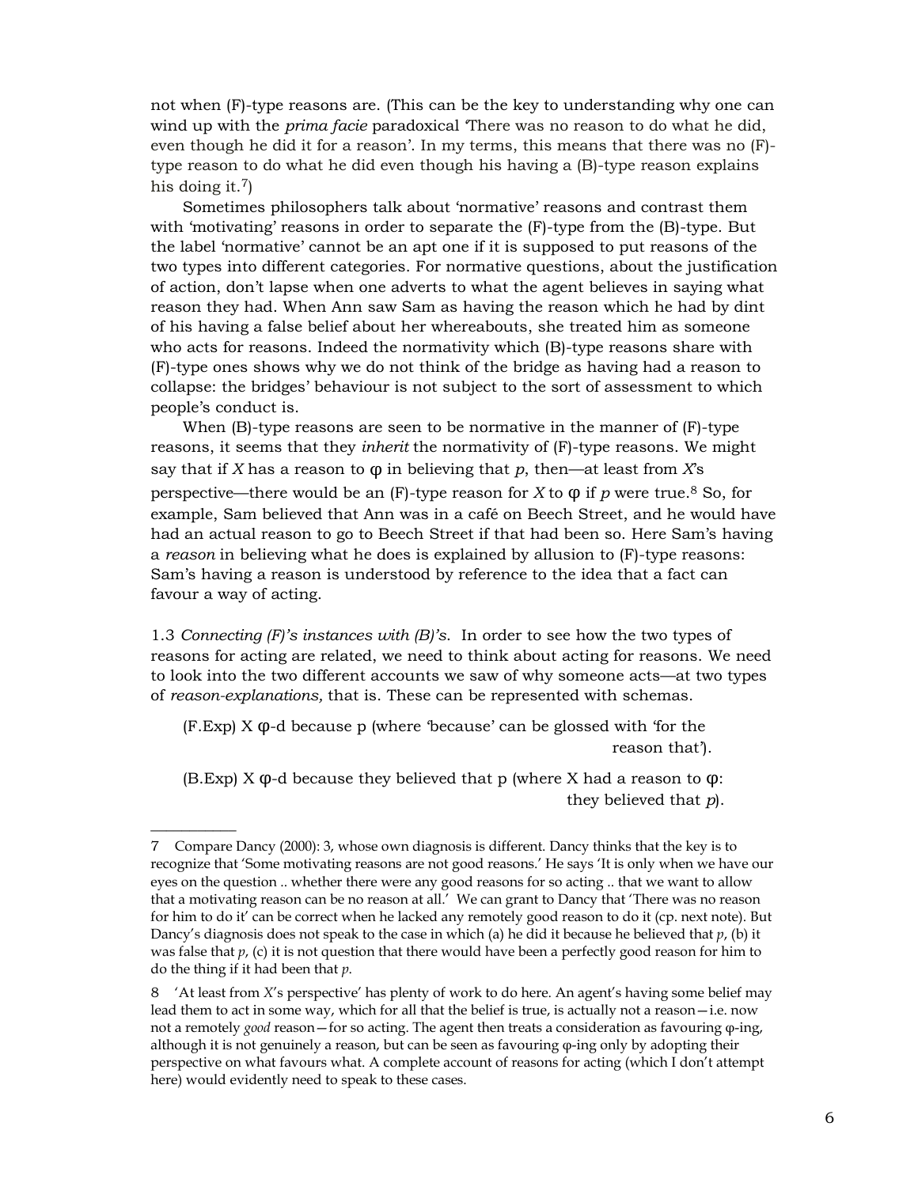not when (F)-type reasons are. (This can be the key to understanding why one can wind up with the *prima facie* paradoxical 'There was no reason to do what he did, even though he did it for a reason'. In my terms, this means that there was no (F)-type reason to do what he did even though his having a (B)-type reason explains his doing it.[7])

Sometimes philosophers talk about 'normative' reasons and contrast them with 'motivating' reasons in order to separate the (F)-type from the (B)-type. But the label 'normative' cannot be an apt one if it is supposed to put reasons of the two types into different categories. For normative questions, about the justification of action, don't lapse when one adverts to what the agent believes in saying what reason they had. When Ann saw Sam as having the reason which he had by dint of his having a false belief about her whereabouts, she treated him as someone who acts for reasons. Indeed the normativity which (B)-type reasons share with (F)-type ones shows why we do not think of the bridge as having had a reason to collapse: the bridges' behaviour is not subject to the sort of assessment to which people's conduct is.

When (B)-type reasons are seen to be normative in the manner of (F)-type reasons, it seems that they *inherit* the normativity of (F)-type reasons. We might say that if $X$ has a reason to $\varphi$ in believing that $p$, then—at least from $X$'s perspective—there would be an (F)-type reason for $X$ to $\varphi$ if $p$ were true.[8] So, for example, Sam believed that Ann was in a café on Beech Street, and he would have had an actual reason to go to Beech Street if that had been so. Here Sam's having a *reason* in believing what he does is explained by allusion to (F)-type reasons: Sam's having a reason is understood by reference to the idea that a fact can favour a way of acting.

1.3 *Connecting (F)'s instances with (B)'s.* In order to see how the two types of reasons for acting are related, we need to think about acting for reasons. We need to look into the two different accounts we saw of why someone acts—at two types of *reason-explanations,* that is. These can be represented with schemas.

(F.Exp) X $\varphi$-d because p (where 'because' can be glossed with 'for the reason that').

(B.Exp) X $\varphi$-d because they believed that p (where X had a reason to $\varphi$: they believed that *p*).

---

7 Compare Dancy (2000): 3, whose own diagnosis is different. Dancy thinks that the key is to recognize that 'Some motivating reasons are not good reasons.' He says 'It is only when we have our eyes on the question .. whether there were any good reasons for so acting .. that we want to allow that a motivating reason can be no reason at all.' We can grant to Dancy that 'There was no reason for him to do it' can be correct when he lacked any remotely good reason to do it (cp. next note). But Dancy's diagnosis does not speak to the case in which (a) he did it because he believed that *p*, (b) it was false that *p*, (c) it is not question that there would have been a perfectly good reason for him to do the thing if it had been that *p*.

8 'At least from *X*'s perspective' has plenty of work to do here. An agent's having some belief may lead them to act in some way, which for all that the belief is true, is actually not a reason—i.e. now not a remotely *good* reason—for so acting. The agent then treats a consideration as favouring $\varphi$-ing, although it is not genuinely a reason, but can be seen as favouring $\varphi$-ing only by adopting their perspective on what favours what. A complete account of reasons for acting (which I don't attempt here) would evidently need to speak to these cases.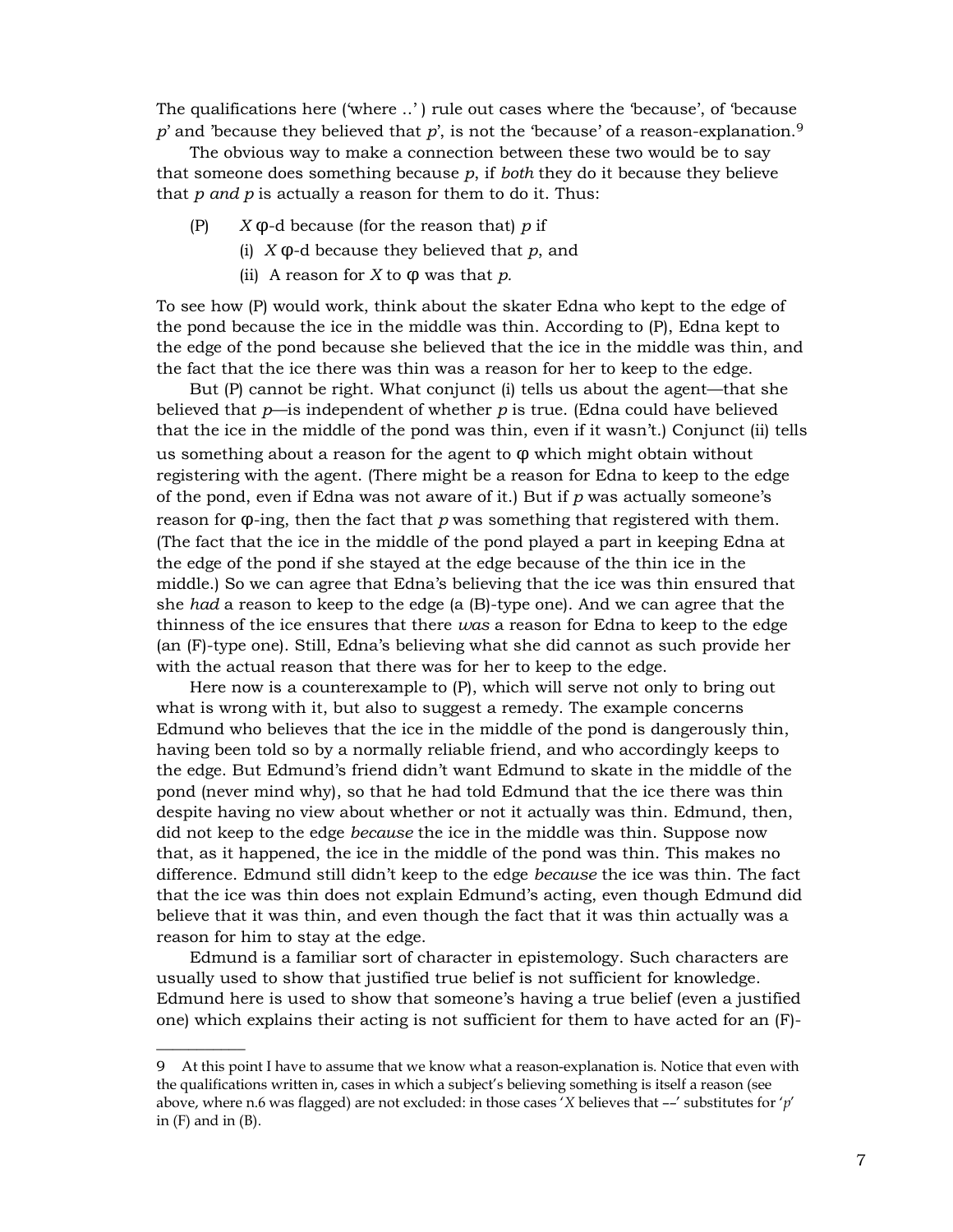The qualifications here ('where ..' ) rule out cases where the 'because', of 'because *p*' and 'because they believed that *p*', is not the 'because' of a reason-explanation.[9]

The obvious way to make a connection between these two would be to say that someone does something because *p*, if *both* they do it because they believe that *p and p* is actually a reason for them to do it. Thus:

(P) *X* φ-d because (for the reason that) *p* if
  (i) *X* φ-d because they believed that *p*, and
  (ii) A reason for *X* to φ was that *p*.

To see how (P) would work, think about the skater Edna who kept to the edge of the pond because the ice in the middle was thin. According to (P), Edna kept to the edge of the pond because she believed that the ice in the middle was thin, and the fact that the ice there was thin was a reason for her to keep to the edge.

But (P) cannot be right. What conjunct (i) tells us about the agent—that she believed that *p*—is independent of whether *p* is true. (Edna could have believed that the ice in the middle of the pond was thin, even if it wasn't.) Conjunct (ii) tells us something about a reason for the agent to φ which might obtain without registering with the agent. (There might be a reason for Edna to keep to the edge of the pond, even if Edna was not aware of it.) But if *p* was actually someone's reason for φ-ing, then the fact that *p* was something that registered with them. (The fact that the ice in the middle of the pond played a part in keeping Edna at the edge of the pond if she stayed at the edge because of the thin ice in the middle.) So we can agree that Edna's believing that the ice was thin ensured that she *had* a reason to keep to the edge (a (B)-type one). And we can agree that the thinness of the ice ensures that there *was* a reason for Edna to keep to the edge (an (F)-type one). Still, Edna's believing what she did cannot as such provide her with the actual reason that there was for her to keep to the edge.

Here now is a counterexample to (P), which will serve not only to bring out what is wrong with it, but also to suggest a remedy. The example concerns Edmund who believes that the ice in the middle of the pond is dangerously thin, having been told so by a normally reliable friend, and who accordingly keeps to the edge. But Edmund's friend didn't want Edmund to skate in the middle of the pond (never mind why), so that he had told Edmund that the ice there was thin despite having no view about whether or not it actually was thin. Edmund, then, did not keep to the edge *because* the ice in the middle was thin. Suppose now that, as it happened, the ice in the middle of the pond was thin. This makes no difference. Edmund still didn't keep to the edge *because* the ice was thin. The fact that the ice was thin does not explain Edmund's acting, even though Edmund did believe that it was thin, and even though the fact that it was thin actually was a reason for him to stay at the edge.

Edmund is a familiar sort of character in epistemology. Such characters are usually used to show that justified true belief is not sufficient for knowledge. Edmund here is used to show that someone's having a true belief (even a justified one) which explains their acting is not sufficient for them to have acted for an (F)-

---

9 At this point I have to assume that we know what a reason-explanation is. Notice that even with the qualifications written in, cases in which a subject's believing something is itself a reason (see above, where n.6 was flagged) are not excluded: in those cases '*X* believes that ––' substitutes for '*p*' in (F) and in (B).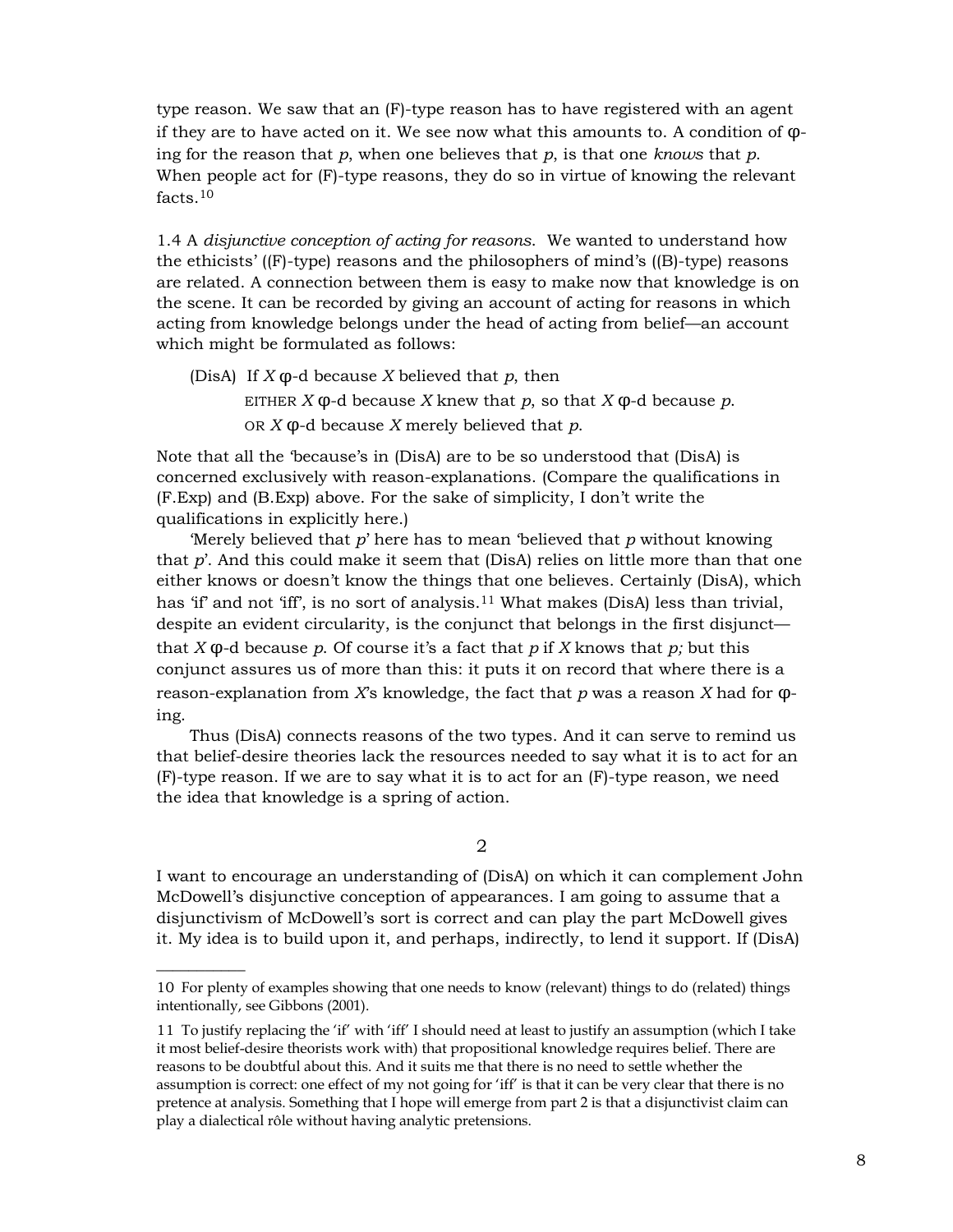type reason. We saw that an (F)-type reason has to have registered with an agent if they are to have acted on it. We see now what this amounts to. A condition of φ-ing for the reason that *p*, when one believes that *p*, is that one *knows* that *p*. When people act for (F)-type reasons, they do so in virtue of knowing the relevant facts.[10]

1.4 A *disjunctive conception of acting for reasons*. We wanted to understand how the ethicists' ((F)-type) reasons and the philosophers of mind's ((B)-type) reasons are related. A connection between them is easy to make now that knowledge is on the scene. It can be recorded by giving an account of acting for reasons in which acting from knowledge belongs under the head of acting from belief—an account which might be formulated as follows:

(DisA) If *X* φ-d because *X* believed that *p*, then
EITHER *X* φ-d because *X* knew that *p*, so that *X* φ-d because *p*.
OR *X* φ-d because *X* merely believed that *p*.

Note that all the 'because's in (DisA) are to be so understood that (DisA) is concerned exclusively with reason-explanations. (Compare the qualifications in (F.Exp) and (B.Exp) above. For the sake of simplicity, I don't write the qualifications in explicitly here.)

'Merely believed that *p*' here has to mean 'believed that *p* without knowing that *p*'. And this could make it seem that (DisA) relies on little more than that one either knows or doesn't know the things that one believes. Certainly (DisA), which has 'if' and not 'iff', is no sort of analysis.[11] What makes (DisA) less than trivial, despite an evident circularity, is the conjunct that belongs in the first disjunct—that *X* φ-d because *p*. Of course it's a fact that *p* if *X* knows that *p;* but this conjunct assures us of more than this: it puts it on record that where there is a reason-explanation from *X*'s knowledge, the fact that *p* was a reason *X* had for φ-ing.

Thus (DisA) connects reasons of the two types. And it can serve to remind us that belief-desire theories lack the resources needed to say what it is to act for an (F)-type reason. If we are to say what it is to act for an (F)-type reason, we need the idea that knowledge is a spring of action.

## 2

I want to encourage an understanding of (DisA) on which it can complement John McDowell's disjunctive conception of appearances. I am going to assume that a disjunctivism of McDowell's sort is correct and can play the part McDowell gives it. My idea is to build upon it, and perhaps, indirectly, to lend it support. If (DisA)

---

10 For plenty of examples showing that one needs to know (relevant) things to do (related) things intentionally, see Gibbons (2001).

11 To justify replacing the 'if' with 'iff' I should need at least to justify an assumption (which I take it most belief-desire theorists work with) that propositional knowledge requires belief. There are reasons to be doubtful about this. And it suits me that there is no need to settle whether the assumption is correct: one effect of my not going for 'iff' is that it can be very clear that there is no pretence at analysis. Something that I hope will emerge from part 2 is that a disjunctivist claim can play a dialectical rôle without having analytic pretensions.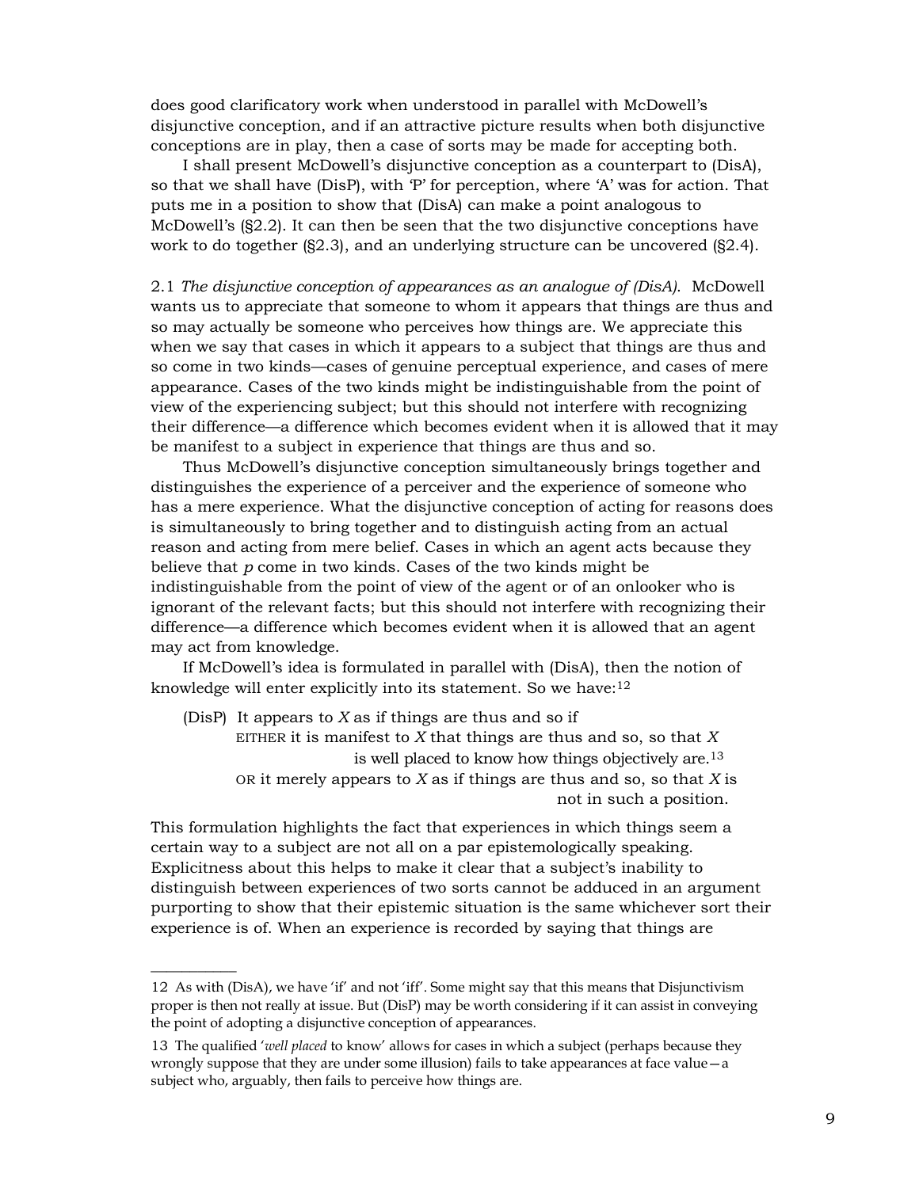does good clarificatory work when understood in parallel with McDowell's disjunctive conception, and if an attractive picture results when both disjunctive conceptions are in play, then a case of sorts may be made for accepting both.

I shall present McDowell's disjunctive conception as a counterpart to (DisA), so that we shall have (DisP), with 'P' for perception, where 'A' was for action. That puts me in a position to show that (DisA) can make a point analogous to McDowell's (§2.2). It can then be seen that the two disjunctive conceptions have work to do together (§2.3), and an underlying structure can be uncovered (§2.4).

2.1 *The disjunctive conception of appearances as an analogue of (DisA).* McDowell wants us to appreciate that someone to whom it appears that things are thus and so may actually be someone who perceives how things are. We appreciate this when we say that cases in which it appears to a subject that things are thus and so come in two kinds—cases of genuine perceptual experience, and cases of mere appearance. Cases of the two kinds might be indistinguishable from the point of view of the experiencing subject; but this should not interfere with recognizing their difference—a difference which becomes evident when it is allowed that it may be manifest to a subject in experience that things are thus and so.

Thus McDowell's disjunctive conception simultaneously brings together and distinguishes the experience of a perceiver and the experience of someone who has a mere experience. What the disjunctive conception of acting for reasons does is simultaneously to bring together and to distinguish acting from an actual reason and acting from mere belief. Cases in which an agent acts because they believe that *p* come in two kinds. Cases of the two kinds might be indistinguishable from the point of view of the agent or of an onlooker who is ignorant of the relevant facts; but this should not interfere with recognizing their difference—a difference which becomes evident when it is allowed that an agent may act from knowledge.

If McDowell's idea is formulated in parallel with (DisA), then the notion of knowledge will enter explicitly into its statement. So we have:[12]

(DisP) It appears to *X* as if things are thus and so if
EITHER it is manifest to *X* that things are thus and so, so that *X* is well placed to know how things objectively are.[13]
OR it merely appears to *X* as if things are thus and so, so that *X* is not in such a position.

This formulation highlights the fact that experiences in which things seem a certain way to a subject are not all on a par epistemologically speaking. Explicitness about this helps to make it clear that a subject's inability to distinguish between experiences of two sorts cannot be adduced in an argument purporting to show that their epistemic situation is the same whichever sort their experience is of. When an experience is recorded by saying that things are

---

12 As with (DisA), we have 'if' and not 'iff'. Some might say that this means that Disjunctivism proper is then not really at issue. But (DisP) may be worth considering if it can assist in conveying the point of adopting a disjunctive conception of appearances.

13 The qualified '*well placed* to know' allows for cases in which a subject (perhaps because they wrongly suppose that they are under some illusion) fails to take appearances at face value—a subject who, arguably, then fails to perceive how things are.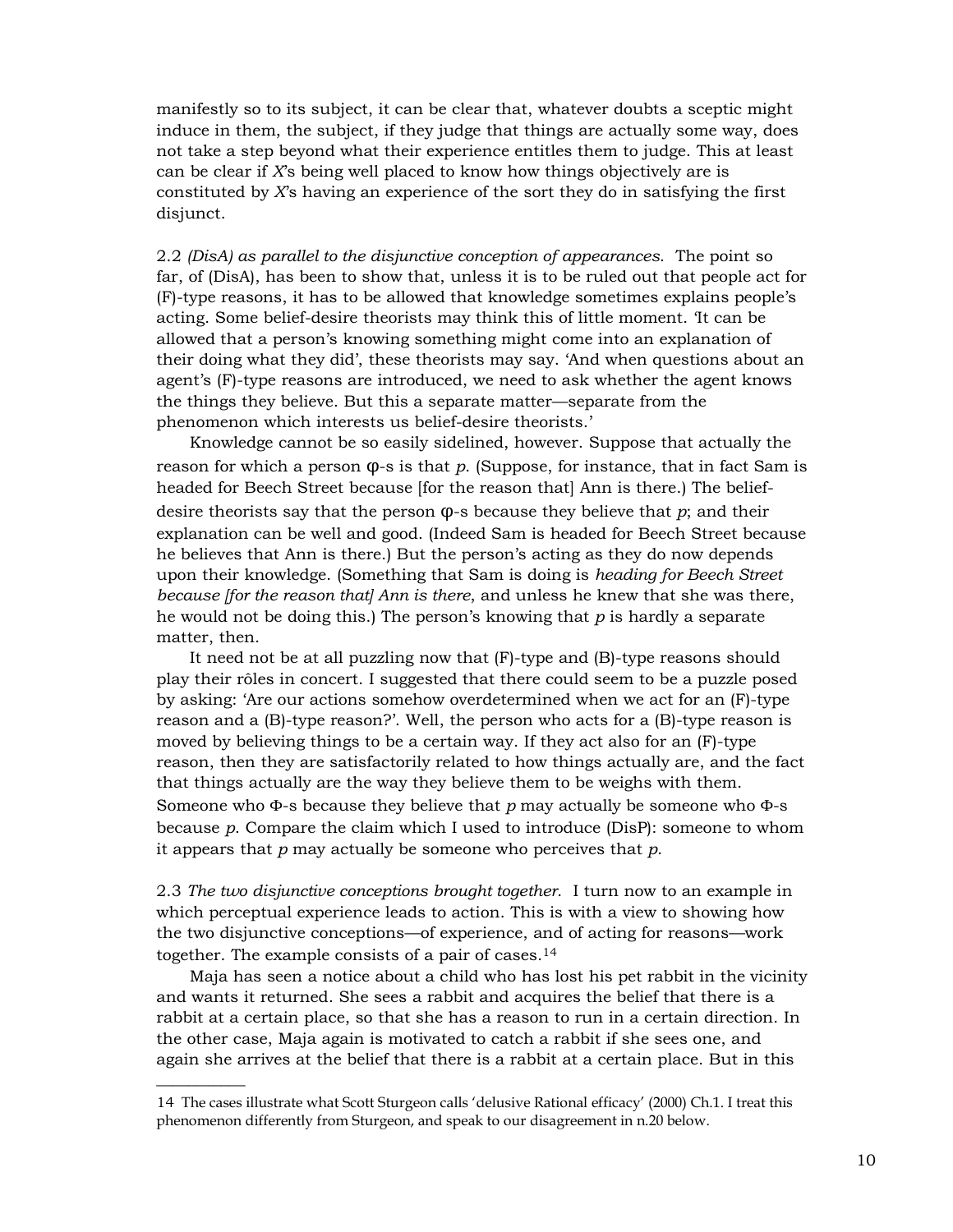manifestly so to its subject, it can be clear that, whatever doubts a sceptic might induce in them, the subject, if they judge that things are actually some way, does not take a step beyond what their experience entitles them to judge. This at least can be clear if *X*'s being well placed to know how things objectively are is constituted by *X*'s having an experience of the sort they do in satisfying the first disjunct.

2.2 *(DisA) as parallel to the disjunctive conception of appearances*. The point so far, of (DisA), has been to show that, unless it is to be ruled out that people act for (F)-type reasons, it has to be allowed that knowledge sometimes explains people's acting. Some belief-desire theorists may think this of little moment. 'It can be allowed that a person's knowing something might come into an explanation of their doing what they did', these theorists may say. 'And when questions about an agent's (F)-type reasons are introduced, we need to ask whether the agent knows the things they believe. But this a separate matter—separate from the phenomenon which interests us belief-desire theorists.'

Knowledge cannot be so easily sidelined, however. Suppose that actually the reason for which a person φ-s is that *p*. (Suppose, for instance, that in fact Sam is headed for Beech Street because [for the reason that] Ann is there.) The belief-desire theorists say that the person φ-s because they believe that *p*; and their explanation can be well and good. (Indeed Sam is headed for Beech Street because he believes that Ann is there.) But the person's acting as they do now depends upon their knowledge. (Something that Sam is doing is *heading for Beech Street because [for the reason that] Ann is there*, and unless he knew that she was there, he would not be doing this.) The person's knowing that *p* is hardly a separate matter, then.

It need not be at all puzzling now that (F)-type and (B)-type reasons should play their rôles in concert. I suggested that there could seem to be a puzzle posed by asking: 'Are our actions somehow overdetermined when we act for an (F)-type reason and a (B)-type reason?'. Well, the person who acts for a (B)-type reason is moved by believing things to be a certain way. If they act also for an (F)-type reason, then they are satisfactorily related to how things actually are, and the fact that things actually are the way they believe them to be weighs with them. Someone who Φ-s because they believe that *p* may actually be someone who Φ-s because *p*. Compare the claim which I used to introduce (DisP): someone to whom it appears that *p* may actually be someone who perceives that *p*.

2.3 *The two disjunctive conceptions brought together*. I turn now to an example in which perceptual experience leads to action. This is with a view to showing how the two disjunctive conceptions—of experience, and of acting for reasons—work together. The example consists of a pair of cases.[14]

Maja has seen a notice about a child who has lost his pet rabbit in the vicinity and wants it returned. She sees a rabbit and acquires the belief that there is a rabbit at a certain place, so that she has a reason to run in a certain direction. In the other case, Maja again is motivated to catch a rabbit if she sees one, and again she arrives at the belief that there is a rabbit at a certain place. But in this

---

14 The cases illustrate what Scott Sturgeon calls 'delusive Rational efficacy' (2000) Ch.1. I treat this phenomenon differently from Sturgeon, and speak to our disagreement in n.20 below.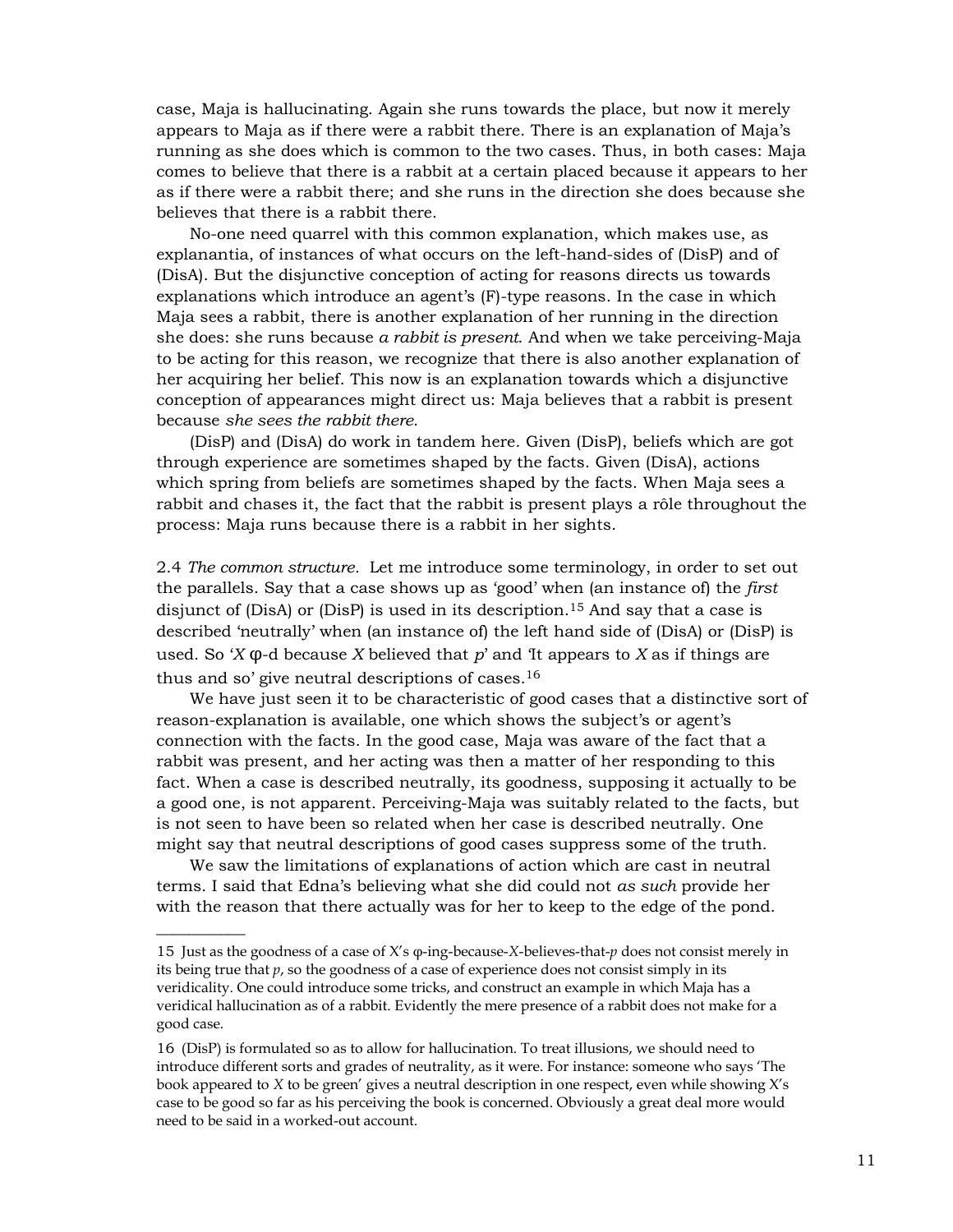case, Maja is hallucinating. Again she runs towards the place, but now it merely appears to Maja as if there were a rabbit there. There is an explanation of Maja's running as she does which is common to the two cases. Thus, in both cases: Maja comes to believe that there is a rabbit at a certain placed because it appears to her as if there were a rabbit there; and she runs in the direction she does because she believes that there is a rabbit there.

No-one need quarrel with this common explanation, which makes use, as explanantia, of instances of what occurs on the left-hand-sides of (DisP) and of (DisA). But the disjunctive conception of acting for reasons directs us towards explanations which introduce an agent's (F)-type reasons. In the case in which Maja sees a rabbit, there is another explanation of her running in the direction she does: she runs because *a rabbit is present*. And when we take perceiving-Maja to be acting for this reason, we recognize that there is also another explanation of her acquiring her belief. This now is an explanation towards which a disjunctive conception of appearances might direct us: Maja believes that a rabbit is present because *she sees the rabbit there*.

(DisP) and (DisA) do work in tandem here. Given (DisP), beliefs which are got through experience are sometimes shaped by the facts. Given (DisA), actions which spring from beliefs are sometimes shaped by the facts. When Maja sees a rabbit and chases it, the fact that the rabbit is present plays a rôle throughout the process: Maja runs because there is a rabbit in her sights.

2.4 *The common structure.* Let me introduce some terminology, in order to set out the parallels. Say that a case shows up as 'good' when (an instance of) the *first* disjunct of (DisA) or (DisP) is used in its description.[15] And say that a case is described 'neutrally' when (an instance of) the left hand side of (DisA) or (DisP) is used. So '$X$ φ-d because $X$ believed that $p$' and 'It appears to $X$ as if things are thus and so' give neutral descriptions of cases.[16]

We have just seen it to be characteristic of good cases that a distinctive sort of reason-explanation is available, one which shows the subject's or agent's connection with the facts. In the good case, Maja was aware of the fact that a rabbit was present, and her acting was then a matter of her responding to this fact. When a case is described neutrally, its goodness, supposing it actually to be a good one, is not apparent. Perceiving-Maja was suitably related to the facts, but is not seen to have been so related when her case is described neutrally. One might say that neutral descriptions of good cases suppress some of the truth.

We saw the limitations of explanations of action which are cast in neutral terms. I said that Edna's believing what she did could not *as such* provide her with the reason that there actually was for her to keep to the edge of the pond.

---

15 Just as the goodness of a case of $X$'s φ-ing-because-$X$-believes-that-$p$ does not consist merely in its being true that $p$, so the goodness of a case of experience does not consist simply in its veridicality. One could introduce some tricks, and construct an example in which Maja has a veridical hallucination as of a rabbit. Evidently the mere presence of a rabbit does not make for a good case.

16 (DisP) is formulated so as to allow for hallucination. To treat illusions, we should need to introduce different sorts and grades of neutrality, as it were. For instance: someone who says 'The book appeared to $X$ to be green' gives a neutral description in one respect, even while showing $X$'s case to be good so far as his perceiving the book is concerned. Obviously a great deal more would need to be said in a worked-out account.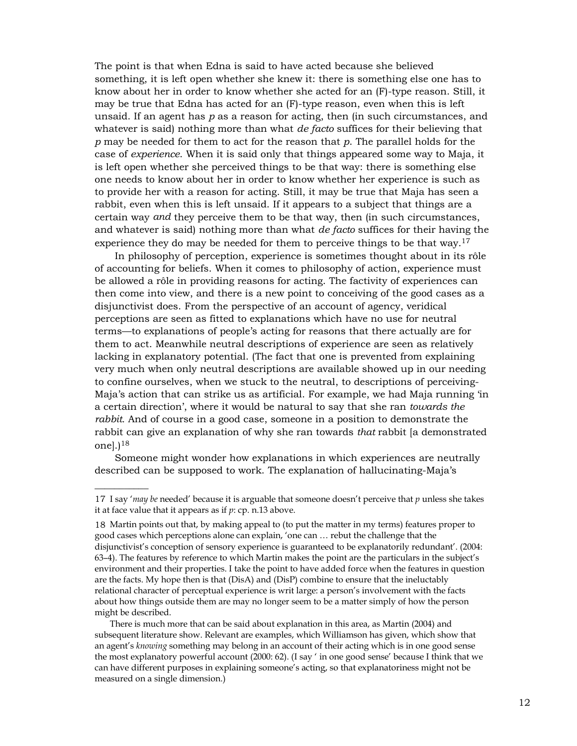The point is that when Edna is said to have acted because she believed something, it is left open whether she knew it: there is something else one has to know about her in order to know whether she acted for an (F)-type reason. Still, it may be true that Edna has acted for an (F)-type reason, even when this is left unsaid. If an agent has *p* as a reason for acting, then (in such circumstances, and whatever is said) nothing more than what *de facto* suffices for their believing that *p* may be needed for them to act for the reason that *p*. The parallel holds for the case of *experience*. When it is said only that things appeared some way to Maja, it is left open whether she perceived things to be that way: there is something else one needs to know about her in order to know whether her experience is such as to provide her with a reason for acting. Still, it may be true that Maja has seen a rabbit, even when this is left unsaid. If it appears to a subject that things are a certain way *and* they perceive them to be that way, then (in such circumstances, and whatever is said) nothing more than what *de facto* suffices for their having the experience they do may be needed for them to perceive things to be that way.[17]

In philosophy of perception, experience is sometimes thought about in its rôle of accounting for beliefs. When it comes to philosophy of action, experience must be allowed a rôle in providing reasons for acting. The factivity of experiences can then come into view, and there is a new point to conceiving of the good cases as a disjunctivist does. From the perspective of an account of agency, veridical perceptions are seen as fitted to explanations which have no use for neutral terms—to explanations of people's acting for reasons that there actually are for them to act. Meanwhile neutral descriptions of experience are seen as relatively lacking in explanatory potential. (The fact that one is prevented from explaining very much when only neutral descriptions are available showed up in our needing to confine ourselves, when we stuck to the neutral, to descriptions of perceiving-Maja's action that can strike us as artificial. For example, we had Maja running 'in a certain direction', where it would be natural to say that she ran *towards the rabbit.* And of course in a good case, someone in a position to demonstrate the rabbit can give an explanation of why she ran towards *that* rabbit [a demonstrated one].)[18]

Someone might wonder how explanations in which experiences are neutrally described can be supposed to work. The explanation of hallucinating-Maja's

---

17 I say '*may be* needed' because it is arguable that someone doesn't perceive that *p* unless she takes it at face value that it appears as if *p*: cp. n.13 above.

18 Martin points out that, by making appeal to (to put the matter in my terms) features proper to good cases which perceptions alone can explain, 'one can … rebut the challenge that the disjunctivist's conception of sensory experience is guaranteed to be explanatorily redundant'. (2004: 63–4). The features by reference to which Martin makes the point are the particulars in the subject's environment and their properties. I take the point to have added force when the features in question are the facts. My hope then is that (DisA) and (DisP) combine to ensure that the ineluctably relational character of perceptual experience is writ large: a person's involvement with the facts about how things outside them are may no longer seem to be a matter simply of how the person might be described.

There is much more that can be said about explanation in this area, as Martin (2004) and subsequent literature show. Relevant are examples, which Williamson has given, which show that an agent's *knowing* something may belong in an account of their acting which is in one good sense the most explanatory powerful account (2000: 62). (I say ' in one good sense' because I think that we can have different purposes in explaining someone's acting, so that explanatoriness might not be measured on a single dimension.)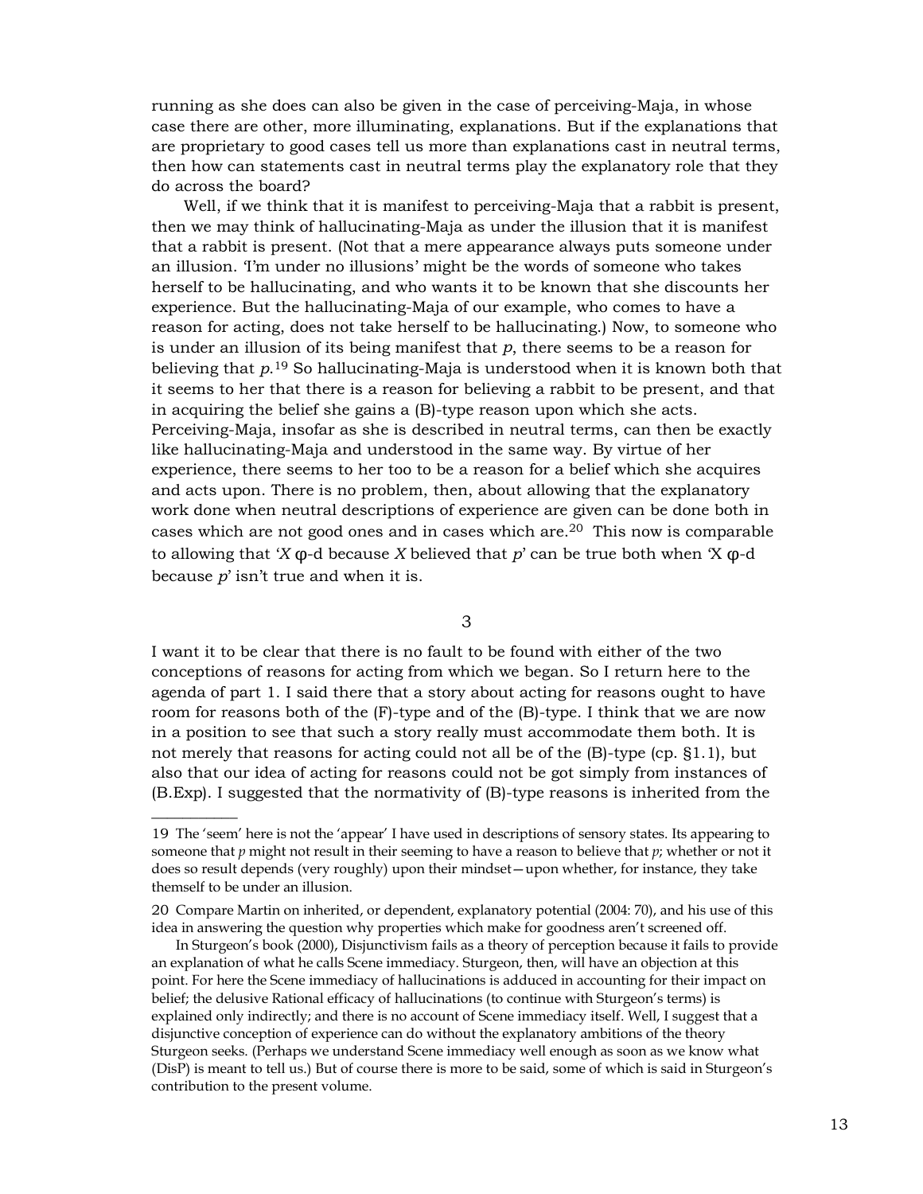running as she does can also be given in the case of perceiving-Maja, in whose case there are other, more illuminating, explanations. But if the explanations that are proprietary to good cases tell us more than explanations cast in neutral terms, then how can statements cast in neutral terms play the explanatory role that they do across the board?

Well, if we think that it is manifest to perceiving-Maja that a rabbit is present, then we may think of hallucinating-Maja as under the illusion that it is manifest that a rabbit is present. (Not that a mere appearance always puts someone under an illusion. 'I'm under no illusions' might be the words of someone who takes herself to be hallucinating, and who wants it to be known that she discounts her experience. But the hallucinating-Maja of our example, who comes to have a reason for acting, does not take herself to be hallucinating.) Now, to someone who is under an illusion of its being manifest that *p*, there seems to be a reason for believing that *p*.[19] So hallucinating-Maja is understood when it is known both that it seems to her that there is a reason for believing a rabbit to be present, and that in acquiring the belief she gains a (B)-type reason upon which she acts. Perceiving-Maja, insofar as she is described in neutral terms, can then be exactly like hallucinating-Maja and understood in the same way. By virtue of her experience, there seems to her too to be a reason for a belief which she acquires and acts upon. There is no problem, then, about allowing that the explanatory work done when neutral descriptions of experience are given can be done both in cases which are not good ones and in cases which are.[20] This now is comparable to allowing that '*X* φ-d because *X* believed that *p*' can be true both when 'X φ-d because *p*' isn't true and when it is.

## 3

I want it to be clear that there is no fault to be found with either of the two conceptions of reasons for acting from which we began. So I return here to the agenda of part 1. I said there that a story about acting for reasons ought to have room for reasons both of the (F)-type and of the (B)-type. I think that we are now in a position to see that such a story really must accommodate them both. It is not merely that reasons for acting could not all be of the (B)-type (cp. §1.1), but also that our idea of acting for reasons could not be got simply from instances of (B.Exp). I suggested that the normativity of (B)-type reasons is inherited from the

---

19 The 'seem' here is not the 'appear' I have used in descriptions of sensory states. Its appearing to someone that *p* might not result in their seeming to have a reason to believe that *p*; whether or not it does so result depends (very roughly) upon their mindset—upon whether, for instance, they take themself to be under an illusion.

20 Compare Martin on inherited, or dependent, explanatory potential (2004: 70), and his use of this idea in answering the question why properties which make for goodness aren't screened off.

In Sturgeon's book (2000), Disjunctivism fails as a theory of perception because it fails to provide an explanation of what he calls Scene immediacy. Sturgeon, then, will have an objection at this point. For here the Scene immediacy of hallucinations is adduced in accounting for their impact on belief; the delusive Rational efficacy of hallucinations (to continue with Sturgeon's terms) is explained only indirectly; and there is no account of Scene immediacy itself. Well, I suggest that a disjunctive conception of experience can do without the explanatory ambitions of the theory Sturgeon seeks. (Perhaps we understand Scene immediacy well enough as soon as we know what (DisP) is meant to tell us.) But of course there is more to be said, some of which is said in Sturgeon's contribution to the present volume.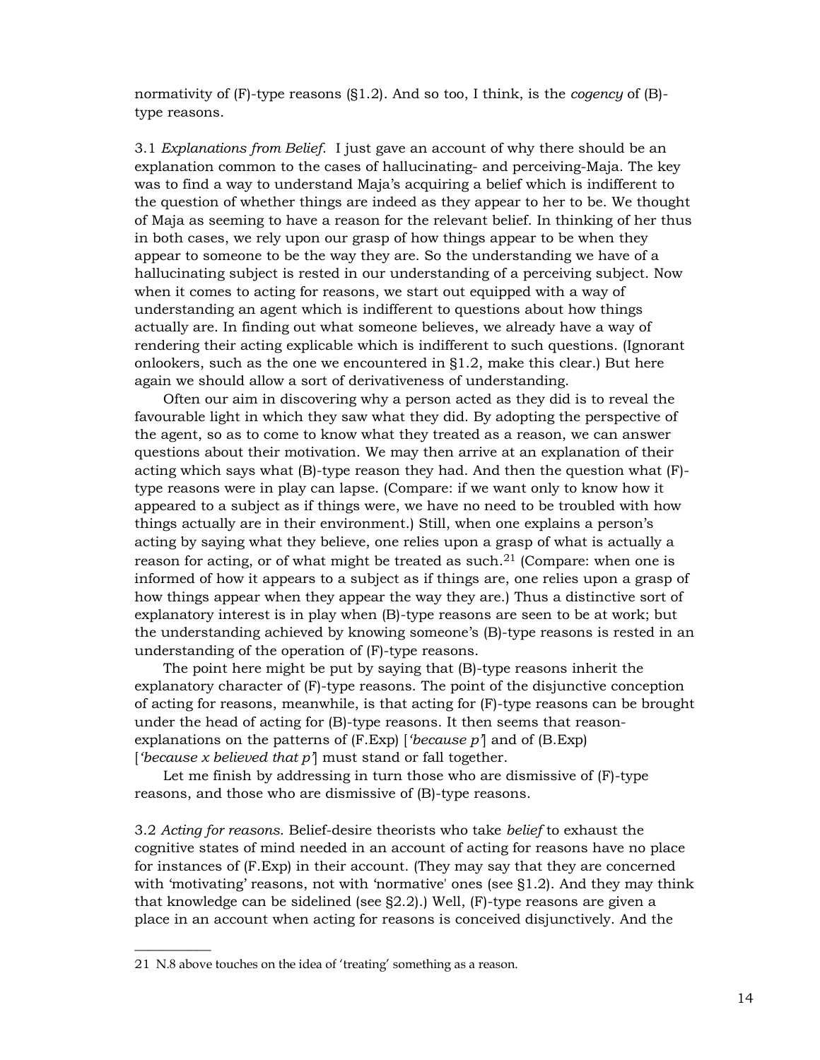normativity of (F)-type reasons (§1.2). And so too, I think, is the *cogency* of (B)-type reasons.

3.1 *Explanations from Belief*. I just gave an account of why there should be an explanation common to the cases of hallucinating- and perceiving-Maja. The key was to find a way to understand Maja's acquiring a belief which is indifferent to the question of whether things are indeed as they appear to her to be. We thought of Maja as seeming to have a reason for the relevant belief. In thinking of her thus in both cases, we rely upon our grasp of how things appear to be when they appear to someone to be the way they are. So the understanding we have of a hallucinating subject is rested in our understanding of a perceiving subject. Now when it comes to acting for reasons, we start out equipped with a way of understanding an agent which is indifferent to questions about how things actually are. In finding out what someone believes, we already have a way of rendering their acting explicable which is indifferent to such questions. (Ignorant onlookers, such as the one we encountered in §1.2, make this clear.) But here again we should allow a sort of derivativeness of understanding.

Often our aim in discovering why a person acted as they did is to reveal the favourable light in which they saw what they did. By adopting the perspective of the agent, so as to come to know what they treated as a reason, we can answer questions about their motivation. We may then arrive at an explanation of their acting which says what (B)-type reason they had. And then the question what (F)-type reasons were in play can lapse. (Compare: if we want only to know how it appeared to a subject as if things were, we have no need to be troubled with how things actually are in their environment.) Still, when one explains a person's acting by saying what they believe, one relies upon a grasp of what is actually a reason for acting, or of what might be treated as such.[21] (Compare: when one is informed of how it appears to a subject as if things are, one relies upon a grasp of how things appear when they appear the way they are.) Thus a distinctive sort of explanatory interest is in play when (B)-type reasons are seen to be at work; but the understanding achieved by knowing someone's (B)-type reasons is rested in an understanding of the operation of (F)-type reasons.

The point here might be put by saying that (B)-type reasons inherit the explanatory character of (F)-type reasons. The point of the disjunctive conception of acting for reasons, meanwhile, is that acting for (F)-type reasons can be brought under the head of acting for (B)-type reasons. It then seems that reason-explanations on the patterns of (F.Exp) [*'because p'*] and of (B.Exp) [*'because x believed that p'*] must stand or fall together.

Let me finish by addressing in turn those who are dismissive of (F)-type reasons, and those who are dismissive of (B)-type reasons.

3.2 *Acting for reasons*. Belief-desire theorists who take *belief* to exhaust the cognitive states of mind needed in an account of acting for reasons have no place for instances of (F.Exp) in their account. (They may say that they are concerned with 'motivating' reasons, not with 'normative' ones (see §1.2). And they may think that knowledge can be sidelined (see §2.2).) Well, (F)-type reasons are given a place in an account when acting for reasons is conceived disjunctively. And the

---

21 N.8 above touches on the idea of 'treating' something as a reason.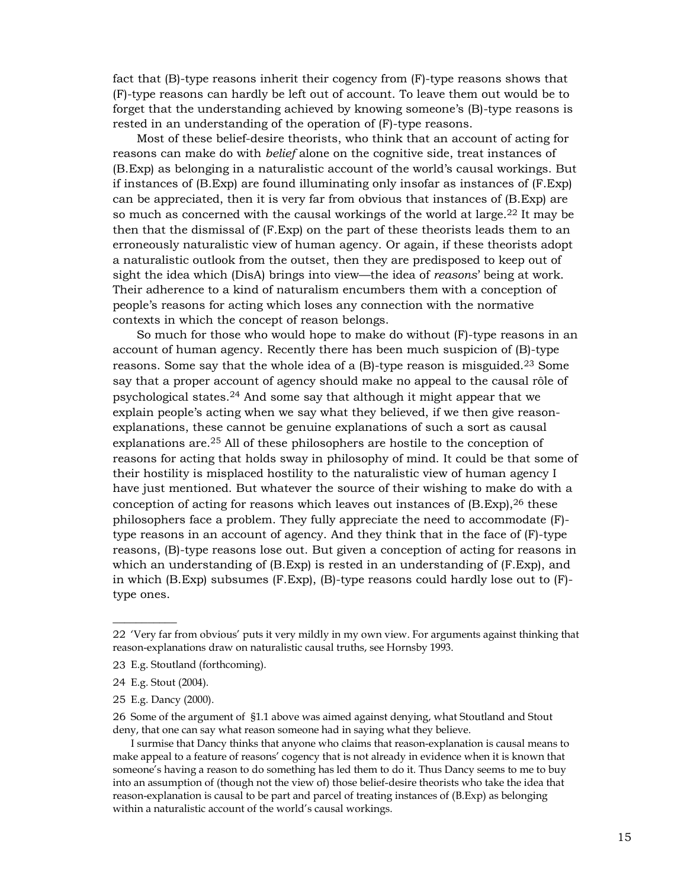fact that (B)-type reasons inherit their cogency from (F)-type reasons shows that (F)-type reasons can hardly be left out of account. To leave them out would be to forget that the understanding achieved by knowing someone's (B)-type reasons is rested in an understanding of the operation of (F)-type reasons.

Most of these belief-desire theorists, who think that an account of acting for reasons can make do with *belief* alone on the cognitive side, treat instances of (B.Exp) as belonging in a naturalistic account of the world's causal workings. But if instances of (B.Exp) are found illuminating only insofar as instances of (F.Exp) can be appreciated, then it is very far from obvious that instances of (B.Exp) are so much as concerned with the causal workings of the world at large.[22] It may be then that the dismissal of (F.Exp) on the part of these theorists leads them to an erroneously naturalistic view of human agency. Or again, if these theorists adopt a naturalistic outlook from the outset, then they are predisposed to keep out of sight the idea which (DisA) brings into view—the idea of *reasons*' being at work. Their adherence to a kind of naturalism encumbers them with a conception of people's reasons for acting which loses any connection with the normative contexts in which the concept of reason belongs.

So much for those who would hope to make do without (F)-type reasons in an account of human agency. Recently there has been much suspicion of (B)-type reasons. Some say that the whole idea of a (B)-type reason is misguided.[23] Some say that a proper account of agency should make no appeal to the causal rôle of psychological states.[24] And some say that although it might appear that we explain people's acting when we say what they believed, if we then give reason-explanations, these cannot be genuine explanations of such a sort as causal explanations are.[25] All of these philosophers are hostile to the conception of reasons for acting that holds sway in philosophy of mind. It could be that some of their hostility is misplaced hostility to the naturalistic view of human agency I have just mentioned. But whatever the source of their wishing to make do with a conception of acting for reasons which leaves out instances of (B.Exp),[26] these philosophers face a problem. They fully appreciate the need to accommodate (F)-type reasons in an account of agency. And they think that in the face of (F)-type reasons, (B)-type reasons lose out. But given a conception of acting for reasons in which an understanding of (B.Exp) is rested in an understanding of (F.Exp), and in which (B.Exp) subsumes (F.Exp), (B)-type reasons could hardly lose out to (F)-type ones.

---

22 'Very far from obvious' puts it very mildly in my own view. For arguments against thinking that reason-explanations draw on naturalistic causal truths, see Hornsby 1993.

23 E.g. Stoutland (forthcoming).

24 E.g. Stout (2004).

25 E.g. Dancy (2000).

26 Some of the argument of §1.1 above was aimed against denying, what Stoutland and Stout deny, that one can say what reason someone had in saying what they believe.

I surmise that Dancy thinks that anyone who claims that reason-explanation is causal means to make appeal to a feature of reasons' cogency that is not already in evidence when it is known that someone's having a reason to do something has led them to do it. Thus Dancy seems to me to buy into an assumption of (though not the view of) those belief-desire theorists who take the idea that reason-explanation is causal to be part and parcel of treating instances of (B.Exp) as belonging within a naturalistic account of the world's causal workings.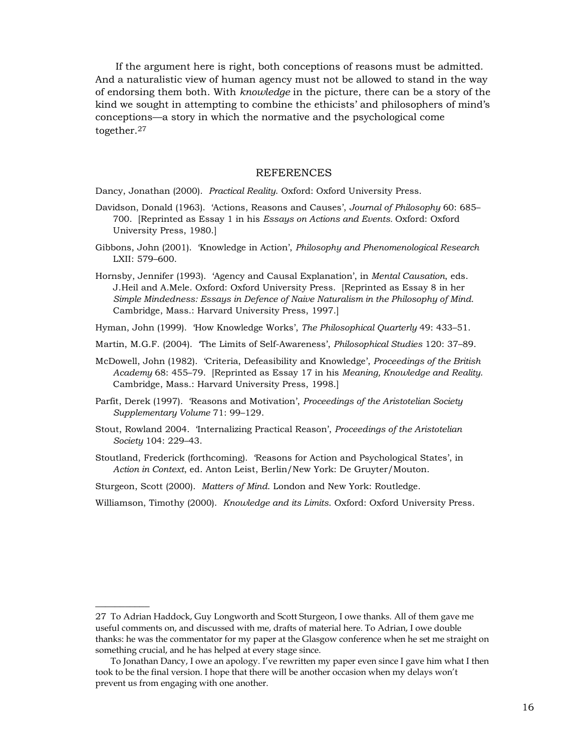If the argument here is right, both conceptions of reasons must be admitted. And a naturalistic view of human agency must not be allowed to stand in the way of endorsing them both. With *knowledge* in the picture, there can be a story of the kind we sought in attempting to combine the ethicists' and philosophers of mind's conceptions—a story in which the normative and the psychological come together.[27]

## REFERENCES

Dancy, Jonathan (2000). *Practical Reality*. Oxford: Oxford University Press.

Davidson, Donald (1963). 'Actions, Reasons and Causes', *Journal of Philosophy* 60: 685–700. [Reprinted as Essay 1 in his *Essays on Actions and Events*. Oxford: Oxford University Press, 1980.]

Gibbons, John (2001). 'Knowledge in Action', *Philosophy and Phenomenological Research* LXII: 579–600.

Hornsby, Jennifer (1993). 'Agency and Causal Explanation', in *Mental Causation*, eds. J.Heil and A.Mele. Oxford: Oxford University Press. [Reprinted as Essay 8 in her *Simple Mindedness: Essays in Defence of Naive Naturalism in the Philosophy of Mind*. Cambridge, Mass.: Harvard University Press, 1997.]

Hyman, John (1999). 'How Knowledge Works', *The Philosophical Quarterly* 49: 433–51.

Martin, M.G.F. (2004). 'The Limits of Self-Awareness', *Philosophical Studies* 120: 37–89.

McDowell, John (1982). 'Criteria, Defeasibility and Knowledge', *Proceedings of the British Academy* 68: 455–79. [Reprinted as Essay 17 in his *Meaning, Knowledge and Reality*. Cambridge, Mass.: Harvard University Press, 1998.]

Parfit, Derek (1997). 'Reasons and Motivation', *Proceedings of the Aristotelian Society Supplementary Volume* 71: 99–129.

Stout, Rowland 2004. 'Internalizing Practical Reason', *Proceedings of the Aristotelian Society* 104: 229–43.

Stoutland, Frederick (forthcoming). 'Reasons for Action and Psychological States', in *Action in Context*, ed. Anton Leist, Berlin/New York: De Gruyter/Mouton.

Sturgeon, Scott (2000). *Matters of Mind*. London and New York: Routledge.

Williamson, Timothy (2000). *Knowledge and its Limits*. Oxford: Oxford University Press.

---

27 To Adrian Haddock, Guy Longworth and Scott Sturgeon, I owe thanks. All of them gave me useful comments on, and discussed with me, drafts of material here. To Adrian, I owe double thanks: he was the commentator for my paper at the Glasgow conference when he set me straight on something crucial, and he has helped at every stage since.

To Jonathan Dancy, I owe an apology. I've rewritten my paper even since I gave him what I then took to be the final version. I hope that there will be another occasion when my delays won't prevent us from engaging with one another.